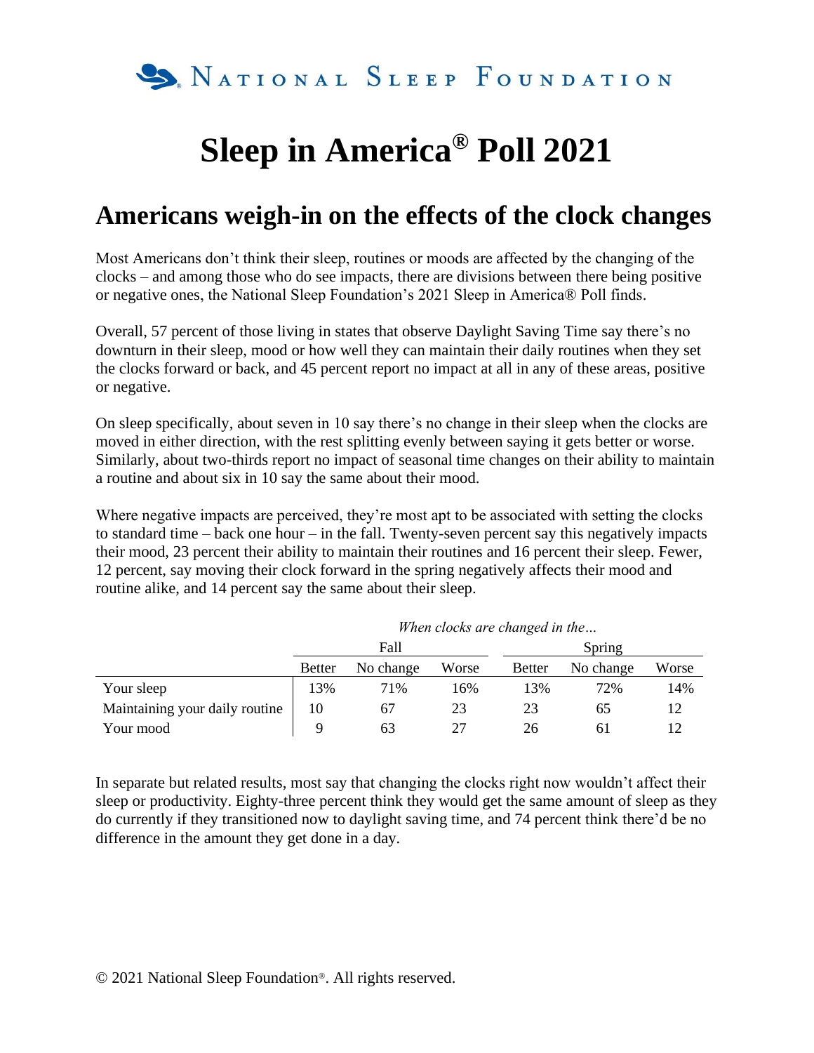NATIONAL SLEEP FOUNDATION

# Sleep in America® Poll 2021

## Americans weigh-in on the effects of the clock changes

Most Americans don't think their sleep, routines or moods are affected by the changing of the clocks – and among those who do see impacts, there are divisions between there being positive or negative ones, the National Sleep Foundation's 2021 Sleep in America® Poll finds.

Overall, 57 percent of those living in states that observe Daylight Saving Time say there's no downturn in their sleep, mood or how well they can maintain their daily routines when they set the clocks forward or back, and 45 percent report no impact at all in any of these areas, positive or negative.

On sleep specifically, about seven in 10 say there's no change in their sleep when the clocks are moved in either direction, with the rest splitting evenly between saying it gets better or worse. Similarly, about two-thirds report no impact of seasonal time changes on their ability to maintain a routine and about six in 10 say the same about their mood.

Where negative impacts are perceived, they're most apt to be associated with setting the clocks to standard time – back one hour – in the fall. Twenty-seven percent say this negatively impacts their mood, 23 percent their ability to maintain their routines and 16 percent their sleep. Fewer, 12 percent, say moving their clock forward in the spring negatively affects their mood and routine alike, and 14 percent say the same about their sleep.

| | *When clocks are changed in the…* | | | | | |
|---|---|---|---|---|---|---|
| | Fall | | | Spring | | |
| | Better | No change | Worse | Better | No change | Worse |
| Your sleep | 13% | 71% | 16% | 13% | 72% | 14% |
| Maintaining your daily routine | 10 | 67 | 23 | 23 | 65 | 12 |
| Your mood | 9 | 63 | 27 | 26 | 61 | 12 |

In separate but related results, most say that changing the clocks right now wouldn't affect their sleep or productivity. Eighty-three percent think they would get the same amount of sleep as they do currently if they transitioned now to daylight saving time, and 74 percent think there'd be no difference in the amount they get done in a day.

© 2021 National Sleep Foundation®. All rights reserved.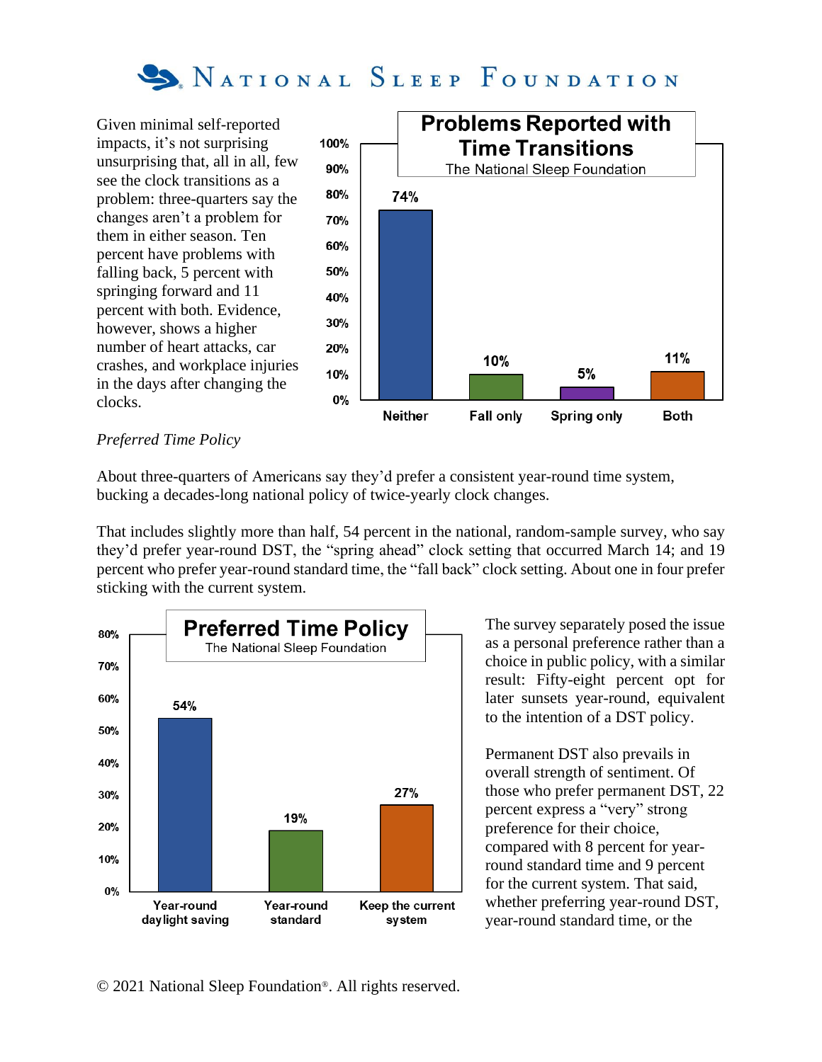Given minimal self-reported impacts, it's not surprising unsurprising that, all in all, few see the clock transitions as a problem: three-quarters say the changes aren't a problem for them in either season. Ten percent have problems with falling back, 5 percent with springing forward and 11 percent with both. Evidence, however, shows a higher number of heart attacks, car crashes, and workplace injuries in the days after changing the clocks.

**Problems Reported with Time Transitions**
The National Sleep Foundation

| Neither | Fall only | Spring only | Both |
|---|---|---|---|
| 74% | 10% | 5% | 11% |

*Preferred Time Policy*

About three-quarters of Americans say they'd prefer a consistent year-round time system, bucking a decades-long national policy of twice-yearly clock changes.

That includes slightly more than half, 54 percent in the national, random-sample survey, who say they'd prefer year-round DST, the "spring ahead" clock setting that occurred March 14; and 19 percent who prefer year-round standard time, the "fall back" clock setting. About one in four prefer sticking with the current system.

**Preferred Time Policy**
The National Sleep Foundation

| Year-round daylight saving | Year-round standard | Keep the current system |
|---|---|---|
| 54% | 19% | 27% |

The survey separately posed the issue as a personal preference rather than a choice in public policy, with a similar result: Fifty-eight percent opt for later sunsets year-round, equivalent to the intention of a DST policy.

Permanent DST also prevails in overall strength of sentiment. Of those who prefer permanent DST, 22 percent express a "very" strong preference for their choice, compared with 8 percent for year-round standard time and 9 percent for the current system. That said, whether preferring year-round DST, year-round standard time, or the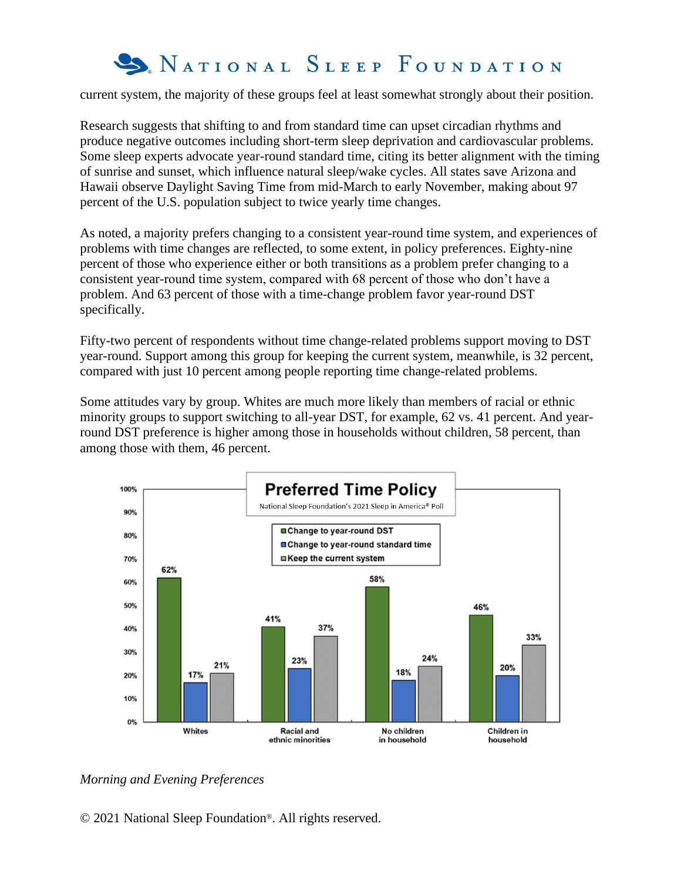current system, the majority of these groups feel at least somewhat strongly about their position.

Research suggests that shifting to and from standard time can upset circadian rhythms and produce negative outcomes including short-term sleep deprivation and cardiovascular problems. Some sleep experts advocate year-round standard time, citing its better alignment with the timing of sunrise and sunset, which influence natural sleep/wake cycles. All states save Arizona and Hawaii observe Daylight Saving Time from mid-March to early November, making about 97 percent of the U.S. population subject to twice yearly time changes.

As noted, a majority prefers changing to a consistent year-round time system, and experiences of problems with time changes are reflected, to some extent, in policy preferences. Eighty-nine percent of those who experience either or both transitions as a problem prefer changing to a consistent year-round time system, compared with 68 percent of those who don't have a problem. And 63 percent of those with a time-change problem favor year-round DST specifically.

Fifty-two percent of respondents without time change-related problems support moving to DST year-round. Support among this group for keeping the current system, meanwhile, is 32 percent, compared with just 10 percent among people reporting time change-related problems.

Some attitudes vary by group. Whites are much more likely than members of racial or ethnic minority groups to support switching to all-year DST, for example, 62 vs. 41 percent. And year-round DST preference is higher among those in households without children, 58 percent, than among those with them, 46 percent.

**Preferred Time Policy**

National Sleep Foundation's 2021 Sleep in America® Poll

| | Change to year-round DST | Change to year-round standard time | Keep the current system |
|---|---|---|---|
| Whites | 62% | 17% | 21% |
| Racial and ethnic minorities | 41% | 23% | 37% |
| No children in household | 58% | 18% | 24% |
| Children in household | 46% | 20% | 33% |

*Morning and Evening Preferences*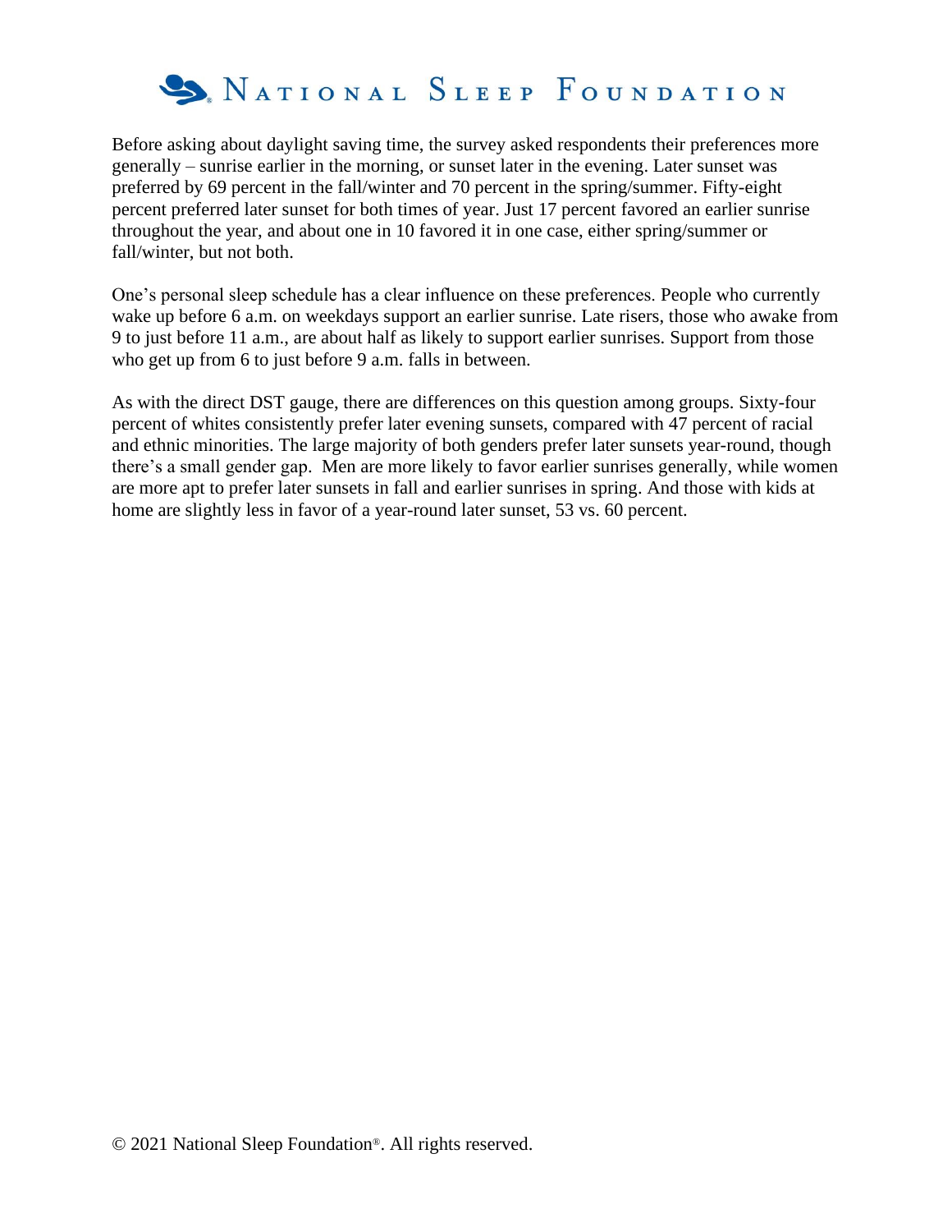Before asking about daylight saving time, the survey asked respondents their preferences more generally – sunrise earlier in the morning, or sunset later in the evening. Later sunset was preferred by 69 percent in the fall/winter and 70 percent in the spring/summer. Fifty-eight percent preferred later sunset for both times of year. Just 17 percent favored an earlier sunrise throughout the year, and about one in 10 favored it in one case, either spring/summer or fall/winter, but not both.

One's personal sleep schedule has a clear influence on these preferences. People who currently wake up before 6 a.m. on weekdays support an earlier sunrise. Late risers, those who awake from 9 to just before 11 a.m., are about half as likely to support earlier sunrises. Support from those who get up from 6 to just before 9 a.m. falls in between.

As with the direct DST gauge, there are differences on this question among groups. Sixty-four percent of whites consistently prefer later evening sunsets, compared with 47 percent of racial and ethnic minorities. The large majority of both genders prefer later sunsets year-round, though there's a small gender gap. Men are more likely to favor earlier sunrises generally, while women are more apt to prefer later sunsets in fall and earlier sunrises in spring. And those with kids at home are slightly less in favor of a year-round later sunset, 53 vs. 60 percent.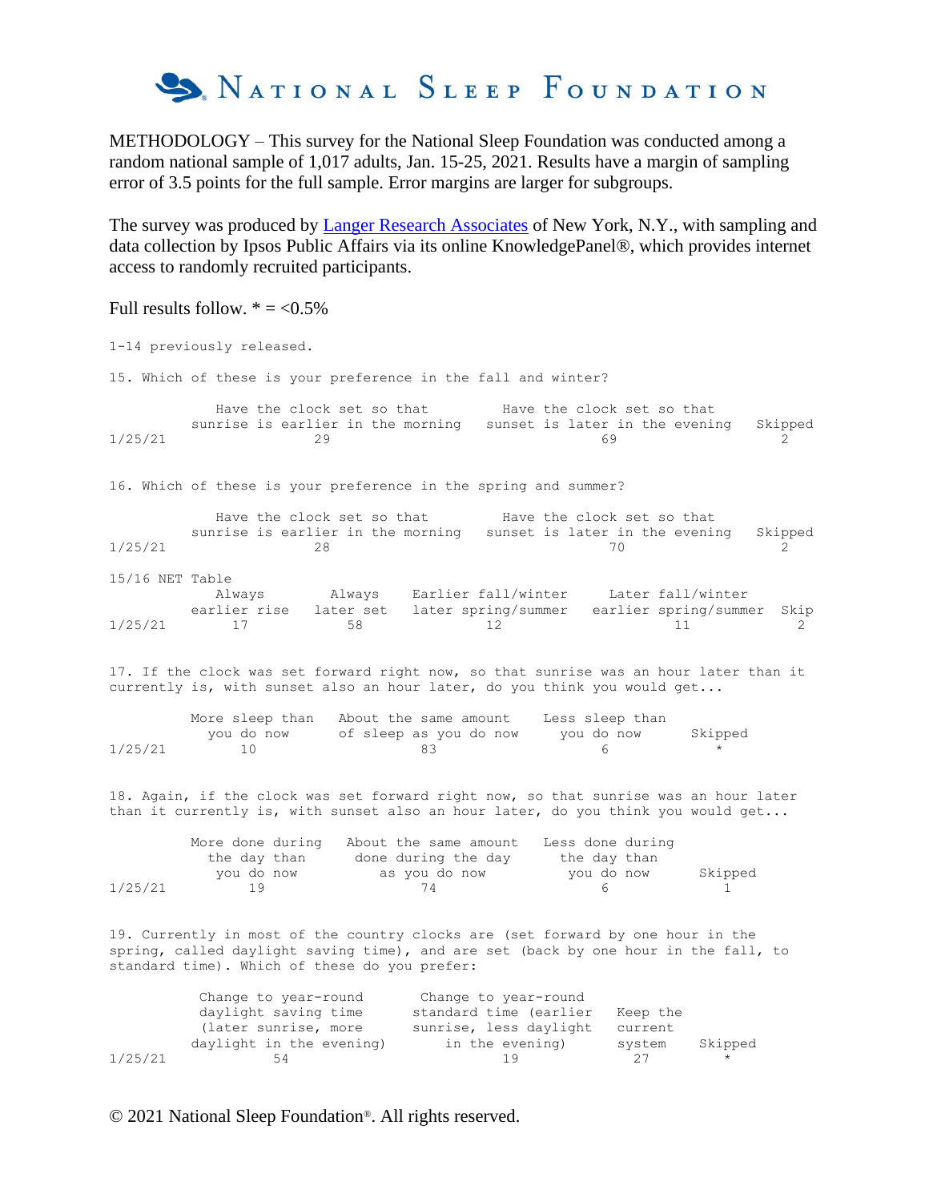# National Sleep Foundation

METHODOLOGY – This survey for the National Sleep Foundation was conducted among a random national sample of 1,017 adults, Jan. 15-25, 2021. Results have a margin of sampling error of 3.5 points for the full sample. Error margins are larger for subgroups.

The survey was produced by [Langer Research Associates](#) of New York, N.Y., with sampling and data collection by Ipsos Public Affairs via its online KnowledgePanel®, which provides internet access to randomly recruited participants.

Full results follow. * = <0.5%

1-14 previously released.

15. Which of these is your preference in the fall and winter?

| | Have the clock set so that sunrise is earlier in the morning | Have the clock set so that sunset is later in the evening | Skipped |
|---|---|---|---|
| 1/25/21 | 29 | 69 | 2 |

16. Which of these is your preference in the spring and summer?

| | Have the clock set so that sunrise is earlier in the morning | Have the clock set so that sunset is later in the evening | Skipped |
|---|---|---|---|
| 1/25/21 | 28 | 70 | 2 |

15/16 NET Table

| | Always earlier rise | Always later set | Earlier fall/winter later spring/summer | Later fall/winter earlier spring/summer | Skip |
|---|---|---|---|---|---|
| 1/25/21 | 17 | 58 | 12 | 11 | 2 |

17. If the clock was set forward right now, so that sunrise was an hour later than it currently is, with sunset also an hour later, do you think you would get...

| | More sleep than you do now | About the same amount of sleep as you do now | Less sleep than you do now | Skipped |
|---|---|---|---|---|
| 1/25/21 | 10 | 83 | 6 | * |

18. Again, if the clock was set forward right now, so that sunrise was an hour later than it currently is, with sunset also an hour later, do you think you would get...

| | More done during the day than you do now | About the same amount done during the day as you do now | Less done during the day than you do now | Skipped |
|---|---|---|---|---|
| 1/25/21 | 19 | 74 | 6 | 1 |

19. Currently in most of the country clocks are (set forward by one hour in the spring, called daylight saving time), and are set (back by one hour in the fall, to standard time). Which of these do you prefer:

| | Change to year-round daylight saving time (later sunrise, more daylight in the evening) | Change to year-round standard time (earlier sunrise, less daylight in the evening) | Keep the current system | Skipped |
|---|---|---|---|---|
| 1/25/21 | 54 | 19 | 27 | * |

© 2021 National Sleep Foundation®. All rights reserved.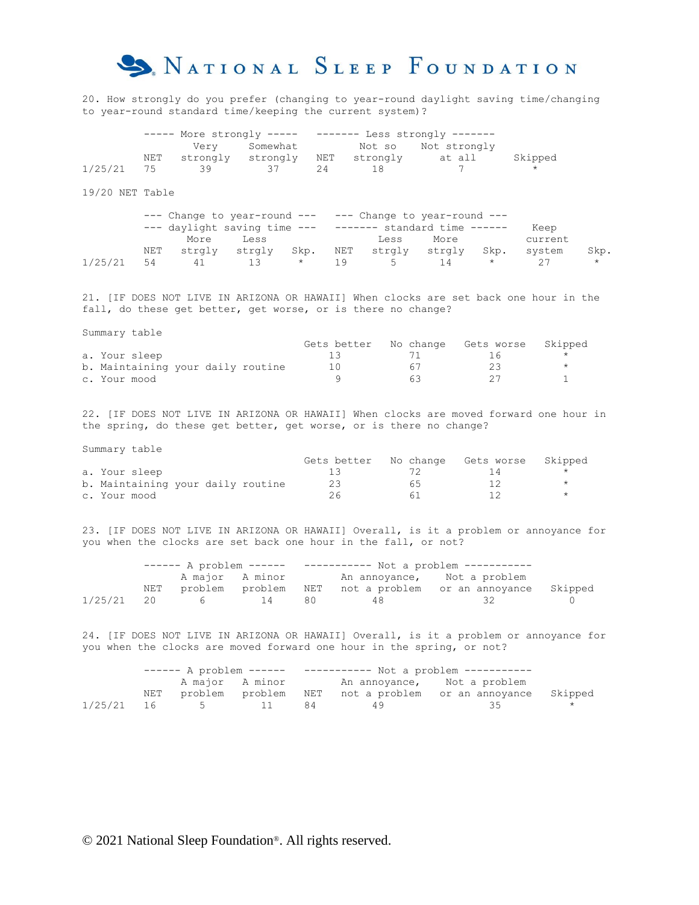# National Sleep Foundation

20. How strongly do you prefer (changing to year-round daylight saving time/changing to year-round standard time/keeping the current system)?

| | More strongly | | | Less strongly | | | |
|---|---|---|---|---|---|---|---|
| | NET | Very strongly | Somewhat strongly | NET | Not so strongly | Not strongly at all | Skipped |
| 1/25/21 | 75 | 39 | 37 | 24 | 18 | 7 | * |

19/20 NET Table

| | Change to year-round daylight saving time | | | | Change to year-round standard time | | | | Keep current system | Skp. |
|---|---|---|---|---|---|---|---|---|---|---|
| | NET | More strgly | Less strgly | Skp. | NET | Less strgly | More strgly | Skp. | | |
| 1/25/21 | 54 | 41 | 13 | * | 19 | 5 | 14 | * | 27 | * |

21. [IF DOES NOT LIVE IN ARIZONA OR HAWAII] When clocks are set back one hour in the fall, do these get better, get worse, or is there no change?

Summary table

| | Gets better | No change | Gets worse | Skipped |
|---|---|---|---|---|
| a. Your sleep | 13 | 71 | 16 | * |
| b. Maintaining your daily routine | 10 | 67 | 23 | * |
| c. Your mood | 9 | 63 | 27 | 1 |

22. [IF DOES NOT LIVE IN ARIZONA OR HAWAII] When clocks are moved forward one hour in the spring, do these get better, get worse, or is there no change?

Summary table

| | Gets better | No change | Gets worse | Skipped |
|---|---|---|---|---|
| a. Your sleep | 13 | 72 | 14 | * |
| b. Maintaining your daily routine | 23 | 65 | 12 | * |
| c. Your mood | 26 | 61 | 12 | * |

23. [IF DOES NOT LIVE IN ARIZONA OR HAWAII] Overall, is it a problem or annoyance for you when the clocks are set back one hour in the fall, or not?

| | A problem | | | Not a problem | | | |
|---|---|---|---|---|---|---|---|
| | NET | A major problem | A minor problem | NET | An annoyance, not a problem | Not a problem or an annoyance | Skipped |
| 1/25/21 | 20 | 6 | 14 | 80 | 48 | 32 | 0 |

24. [IF DOES NOT LIVE IN ARIZONA OR HAWAII] Overall, is it a problem or annoyance for you when the clocks are moved forward one hour in the spring, or not?

| | A problem | | | Not a problem | | | |
|---|---|---|---|---|---|---|---|
| | NET | A major problem | A minor problem | NET | An annoyance, not a problem | Not a problem or an annoyance | Skipped |
| 1/25/21 | 16 | 5 | 11 | 84 | 49 | 35 | * |

© 2021 National Sleep Foundation®. All rights reserved.